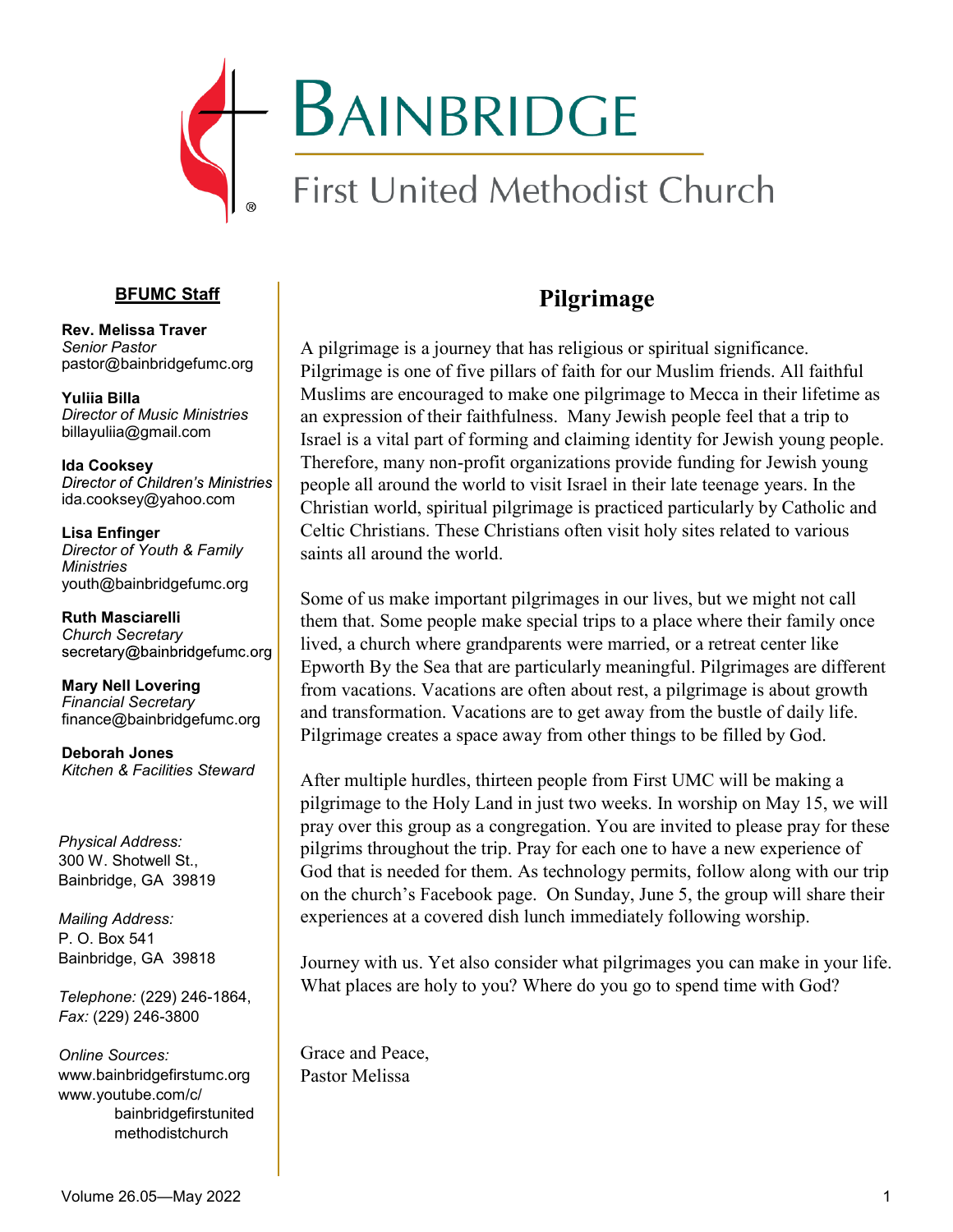# Bainbridge

First United Methodist Church

**BFUMC Staff**

**Rev. Melissa Traver**
*Senior Pastor*
pastor@bainbridgefumc.org

**Yuliia Billa**
*Director of Music Ministries*
billayuliia@gmail.com

**Ida Cooksey**
*Director of Children's Ministries*
ida.cooksey@yahoo.com

**Lisa Enfinger**
*Director of Youth & Family Ministries*
youth@bainbridgefumc.org

**Ruth Masciarelli**
*Church Secretary*
secretary@bainbridgefumc.org

**Mary Nell Lovering**
*Financial Secretary*
finance@bainbridgefumc.org

**Deborah Jones**
*Kitchen & Facilities Steward*

*Physical Address:*
300 W. Shotwell St.,
Bainbridge, GA 39819

*Mailing Address:*
P. O. Box 541
Bainbridge, GA 39818

*Telephone:* (229) 246-1864,
*Fax:* (229) 246-3800

*Online Sources:*
www.bainbridgefirstumc.org
www.youtube.com/c/bainbridgefirstunitedmethodistchurch

## Pilgrimage

A pilgrimage is a journey that has religious or spiritual significance. Pilgrimage is one of five pillars of faith for our Muslim friends. All faithful Muslims are encouraged to make one pilgrimage to Mecca in their lifetime as an expression of their faithfulness. Many Jewish people feel that a trip to Israel is a vital part of forming and claiming identity for Jewish young people. Therefore, many non-profit organizations provide funding for Jewish young people all around the world to visit Israel in their late teenage years. In the Christian world, spiritual pilgrimage is practiced particularly by Catholic and Celtic Christians. These Christians often visit holy sites related to various saints all around the world.

Some of us make important pilgrimages in our lives, but we might not call them that. Some people make special trips to a place where their family once lived, a church where grandparents were married, or a retreat center like Epworth By the Sea that are particularly meaningful. Pilgrimages are different from vacations. Vacations are often about rest, a pilgrimage is about growth and transformation. Vacations are to get away from the bustle of daily life. Pilgrimage creates a space away from other things to be filled by God.

After multiple hurdles, thirteen people from First UMC will be making a pilgrimage to the Holy Land in just two weeks. In worship on May 15, we will pray over this group as a congregation. You are invited to please pray for these pilgrims throughout the trip. Pray for each one to have a new experience of God that is needed for them. As technology permits, follow along with our trip on the church's Facebook page. On Sunday, June 5, the group will share their experiences at a covered dish lunch immediately following worship.

Journey with us. Yet also consider what pilgrimages you can make in your life. What places are holy to you? Where do you go to spend time with God?

Grace and Peace,
Pastor Melissa

Volume 26.05—May 2022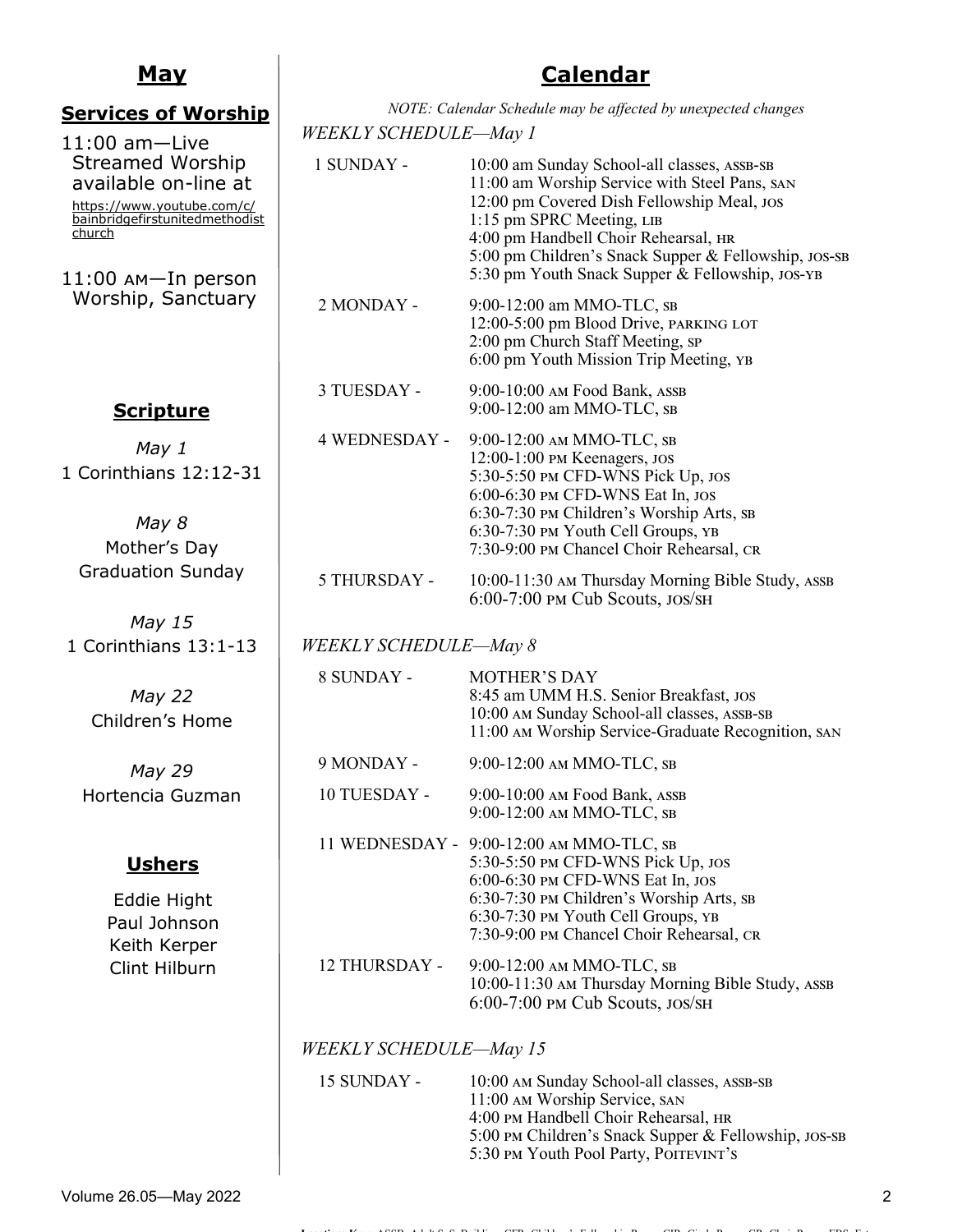## May

### Services of Worship

11:00 am—Live Streamed Worship available on-line at https://www.youtube.com/c/bainbridgefirstunitedmethodistchurch

11:00 AM—In person Worship, Sanctuary

### Scripture

*May 1*
1 Corinthians 12:12-31

*May 8*
Mother's Day
Graduation Sunday

*May 15*
1 Corinthians 13:1-13

*May 22*
Children's Home

*May 29*
Hortencia Guzman

### Ushers

Eddie Hight
Paul Johnson
Keith Kerper
Clint Hilburn

## Calendar

*NOTE: Calendar Schedule may be affected by unexpected changes*

*WEEKLY SCHEDULE—May 1*

| | |
|---|---|
| 1 SUNDAY - | 10:00 am Sunday School-all classes, ASSB-SB<br>11:00 am Worship Service with Steel Pans, SAN<br>12:00 pm Covered Dish Fellowship Meal, JOS<br>1:15 pm SPRC Meeting, LIB<br>4:00 pm Handbell Choir Rehearsal, HR<br>5:00 pm Children's Snack Supper & Fellowship, JOS-SB<br>5:30 pm Youth Snack Supper & Fellowship, JOS-YB |
| 2 MONDAY - | 9:00-12:00 am MMO-TLC, SB<br>12:00-5:00 pm Blood Drive, PARKING LOT<br>2:00 pm Church Staff Meeting, SP<br>6:00 pm Youth Mission Trip Meeting, YB |
| 3 TUESDAY - | 9:00-10:00 AM Food Bank, ASSB<br>9:00-12:00 am MMO-TLC, SB |
| 4 WEDNESDAY - | 9:00-12:00 AM MMO-TLC, SB<br>12:00-1:00 PM Keenagers, JOS<br>5:30-5:50 PM CFD-WNS Pick Up, JOS<br>6:00-6:30 PM CFD-WNS Eat In, JOS<br>6:30-7:30 PM Children's Worship Arts, SB<br>6:30-7:30 PM Youth Cell Groups, YB<br>7:30-9:00 PM Chancel Choir Rehearsal, CR |
| 5 THURSDAY - | 10:00-11:30 AM Thursday Morning Bible Study, ASSB<br>6:00-7:00 PM Cub Scouts, JOS/SH |

*WEEKLY SCHEDULE—May 8*

| | |
|---|---|
| 8 SUNDAY - | MOTHER'S DAY<br>8:45 am UMM H.S. Senior Breakfast, JOS<br>10:00 AM Sunday School-all classes, ASSB-SB<br>11:00 AM Worship Service-Graduate Recognition, SAN |
| 9 MONDAY - | 9:00-12:00 AM MMO-TLC, SB |
| 10 TUESDAY - | 9:00-10:00 AM Food Bank, ASSB<br>9:00-12:00 AM MMO-TLC, SB |
| 11 WEDNESDAY - | 9:00-12:00 AM MMO-TLC, SB<br>5:30-5:50 PM CFD-WNS Pick Up, JOS<br>6:00-6:30 PM CFD-WNS Eat In, JOS<br>6:30-7:30 PM Children's Worship Arts, SB<br>6:30-7:30 PM Youth Cell Groups, YB<br>7:30-9:00 PM Chancel Choir Rehearsal, CR |
| 12 THURSDAY - | 9:00-12:00 AM MMO-TLC, SB<br>10:00-11:30 AM Thursday Morning Bible Study, ASSB<br>6:00-7:00 PM Cub Scouts, JOS/SH |

*WEEKLY SCHEDULE—May 15*

| | |
|---|---|
| 15 SUNDAY - | 10:00 AM Sunday School-all classes, ASSB-SB<br>11:00 AM Worship Service, SAN<br>4:00 PM Handbell Choir Rehearsal, HR<br>5:00 PM Children's Snack Supper & Fellowship, JOS-SB<br>5:30 PM Youth Pool Party, POITEVINT'S |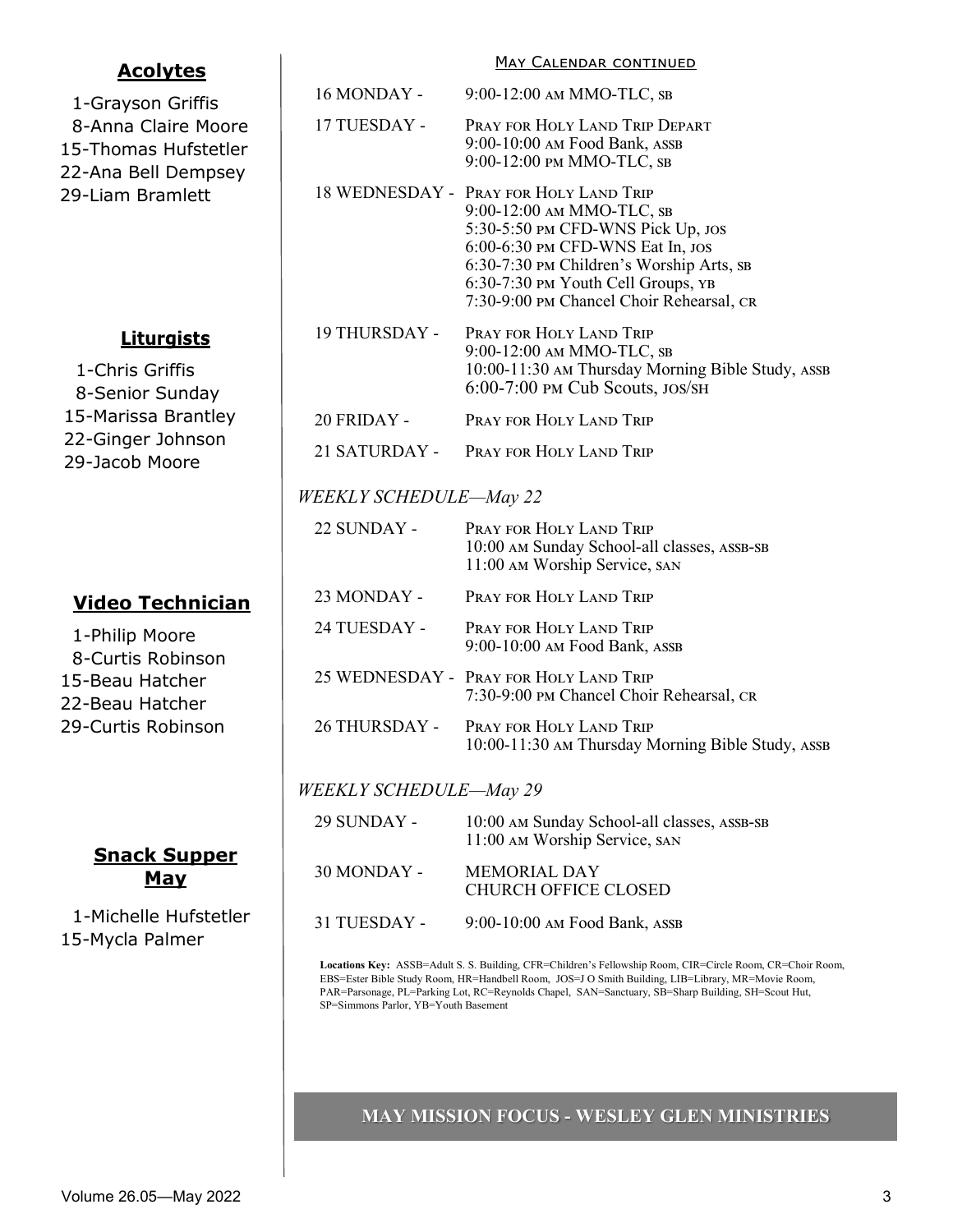## Acolytes

1-Grayson Griffis
8-Anna Claire Moore
15-Thomas Hufstetler
22-Ana Bell Dempsey
29-Liam Bramlett

## Liturgists

1-Chris Griffis
8-Senior Sunday
15-Marissa Brantley
22-Ginger Johnson
29-Jacob Moore

## Video Technician

1-Philip Moore
8-Curtis Robinson
15-Beau Hatcher
22-Beau Hatcher
29-Curtis Robinson

## Snack Supper May

1-Michelle Hufstetler
15-Mycla Palmer

## May Calendar continued

| | |
|---|---|
| 16 MONDAY - | 9:00-12:00 AM MMO-TLC, SB |
| 17 TUESDAY - | PRAY FOR HOLY LAND TRIP DEPART<br>9:00-10:00 AM Food Bank, ASSB<br>9:00-12:00 PM MMO-TLC, SB |
| 18 WEDNESDAY - | PRAY FOR HOLY LAND TRIP<br>9:00-12:00 AM MMO-TLC, SB<br>5:30-5:50 PM CFD-WNS Pick Up, JOS<br>6:00-6:30 PM CFD-WNS Eat In, JOS<br>6:30-7:30 PM Children's Worship Arts, SB<br>6:30-7:30 PM Youth Cell Groups, YB<br>7:30-9:00 PM Chancel Choir Rehearsal, CR |
| 19 THURSDAY - | PRAY FOR HOLY LAND TRIP<br>9:00-12:00 AM MMO-TLC, SB<br>10:00-11:30 AM Thursday Morning Bible Study, ASSB<br>6:00-7:00 PM Cub Scouts, JOS/SH |
| 20 FRIDAY - | PRAY FOR HOLY LAND TRIP |
| 21 SATURDAY - | PRAY FOR HOLY LAND TRIP |

*WEEKLY SCHEDULE—May 22*

| | |
|---|---|
| 22 SUNDAY - | PRAY FOR HOLY LAND TRIP<br>10:00 AM Sunday School-all classes, ASSB-SB<br>11:00 AM Worship Service, SAN |
| 23 MONDAY - | PRAY FOR HOLY LAND TRIP |
| 24 TUESDAY - | PRAY FOR HOLY LAND TRIP<br>9:00-10:00 AM Food Bank, ASSB |
| 25 WEDNESDAY - | PRAY FOR HOLY LAND TRIP<br>7:30-9:00 PM Chancel Choir Rehearsal, CR |
| 26 THURSDAY - | PRAY FOR HOLY LAND TRIP<br>10:00-11:30 AM Thursday Morning Bible Study, ASSB |

*WEEKLY SCHEDULE—May 29*

| | |
|---|---|
| 29 SUNDAY - | 10:00 AM Sunday School-all classes, ASSB-SB<br>11:00 AM Worship Service, SAN |
| 30 MONDAY - | MEMORIAL DAY<br>CHURCH OFFICE CLOSED |
| 31 TUESDAY - | 9:00-10:00 AM Food Bank, ASSB |

**Locations Key:** ASSB=Adult S. S. Building, CFR=Children's Fellowship Room, CIR=Circle Room, CR=Choir Room, EBS=Ester Bible Study Room, HR=Handbell Room, JOS=J O Smith Building, LIB=Library, MR=Movie Room, PAR=Parsonage, PL=Parking Lot, RC=Reynolds Chapel, SAN=Sanctuary, SB=Sharp Building, SH=Scout Hut, SP=Simmons Parlor, YB=Youth Basement

## MAY MISSION FOCUS - WESLEY GLEN MINISTRIES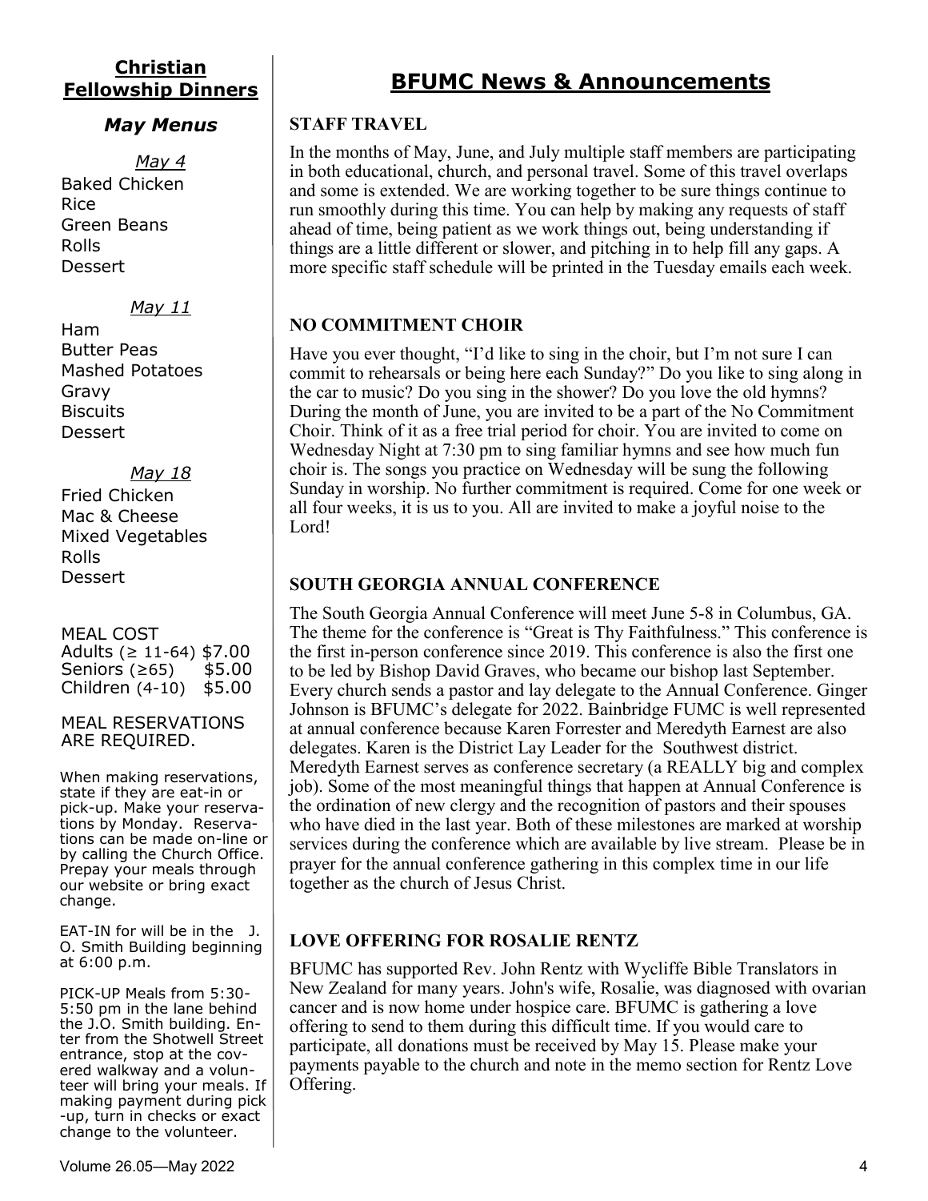## Christian Fellowship Dinners

### *May Menus*

*May 4*

Baked Chicken
Rice
Green Beans
Rolls
Dessert

*May 11*

Ham
Butter Peas
Mashed Potatoes
Gravy
Biscuits
Dessert

*May 18*

Fried Chicken
Mac & Cheese
Mixed Vegetables
Rolls
Dessert

MEAL COST

| | |
|---|---|
| Adults (≥ 11-64) | $7.00 |
| Seniors (≥65) | $5.00 |
| Children (4-10) | $5.00 |

MEAL RESERVATIONS ARE REQUIRED.

When making reservations, state if they are eat-in or pick-up. Make your reservations by Monday. Reservations can be made on-line or by calling the Church Office. Prepay your meals through our website or bring exact change.

EAT-IN for will be in the J. O. Smith Building beginning at 6:00 p.m.

PICK-UP Meals from 5:30-5:50 pm in the lane behind the J.O. Smith building. Enter from the Shotwell Street entrance, stop at the covered walkway and a volunteer will bring your meals. If making payment during pick-up, turn in checks or exact change to the volunteer.

# BFUMC News & Announcements

### STAFF TRAVEL

In the months of May, June, and July multiple staff members are participating in both educational, church, and personal travel. Some of this travel overlaps and some is extended. We are working together to be sure things continue to run smoothly during this time. You can help by making any requests of staff ahead of time, being patient as we work things out, being understanding if things are a little different or slower, and pitching in to help fill any gaps. A more specific staff schedule will be printed in the Tuesday emails each week.

### NO COMMITMENT CHOIR

Have you ever thought, "I'd like to sing in the choir, but I'm not sure I can commit to rehearsals or being here each Sunday?" Do you like to sing along in the car to music? Do you sing in the shower? Do you love the old hymns? During the month of June, you are invited to be a part of the No Commitment Choir. Think of it as a free trial period for choir. You are invited to come on Wednesday Night at 7:30 pm to sing familiar hymns and see how much fun choir is. The songs you practice on Wednesday will be sung the following Sunday in worship. No further commitment is required. Come for one week or all four weeks, it is us to you. All are invited to make a joyful noise to the Lord!

### SOUTH GEORGIA ANNUAL CONFERENCE

The South Georgia Annual Conference will meet June 5-8 in Columbus, GA. The theme for the conference is "Great is Thy Faithfulness." This conference is the first in-person conference since 2019. This conference is also the first one to be led by Bishop David Graves, who became our bishop last September. Every church sends a pastor and lay delegate to the Annual Conference. Ginger Johnson is BFUMC's delegate for 2022. Bainbridge FUMC is well represented at annual conference because Karen Forrester and Meredyth Earnest are also delegates. Karen is the District Lay Leader for the Southwest district. Meredyth Earnest serves as conference secretary (a REALLY big and complex job). Some of the most meaningful things that happen at Annual Conference is the ordination of new clergy and the recognition of pastors and their spouses who have died in the last year. Both of these milestones are marked at worship services during the conference which are available by live stream. Please be in prayer for the annual conference gathering in this complex time in our life together as the church of Jesus Christ.

### LOVE OFFERING FOR ROSALIE RENTZ

BFUMC has supported Rev. John Rentz with Wycliffe Bible Translators in New Zealand for many years. John's wife, Rosalie, was diagnosed with ovarian cancer and is now home under hospice care. BFUMC is gathering a love offering to send to them during this difficult time. If you would care to participate, all donations must be received by May 15. Please make your payments payable to the church and note in the memo section for Rentz Love Offering.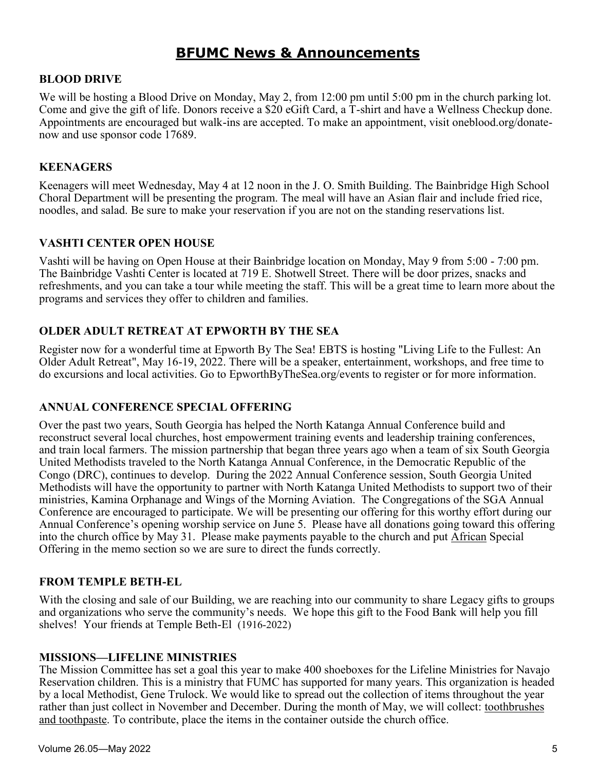# BFUMC News & Announcements

**BLOOD DRIVE**

We will be hosting a Blood Drive on Monday, May 2, from 12:00 pm until 5:00 pm in the church parking lot. Come and give the gift of life. Donors receive a $20 eGift Card, a T-shirt and have a Wellness Checkup done. Appointments are encouraged but walk-ins are accepted. To make an appointment, visit oneblood.org/donate-now and use sponsor code 17689.

**KEENAGERS**

Keenagers will meet Wednesday, May 4 at 12 noon in the J. O. Smith Building. The Bainbridge High School Choral Department will be presenting the program. The meal will have an Asian flair and include fried rice, noodles, and salad. Be sure to make your reservation if you are not on the standing reservations list.

**VASHTI CENTER OPEN HOUSE**

Vashti will be having on Open House at their Bainbridge location on Monday, May 9 from 5:00 - 7:00 pm. The Bainbridge Vashti Center is located at 719 E. Shotwell Street. There will be door prizes, snacks and refreshments, and you can take a tour while meeting the staff. This will be a great time to learn more about the programs and services they offer to children and families.

**OLDER ADULT RETREAT AT EPWORTH BY THE SEA**

Register now for a wonderful time at Epworth By The Sea! EBTS is hosting "Living Life to the Fullest: An Older Adult Retreat", May 16-19, 2022. There will be a speaker, entertainment, workshops, and free time to do excursions and local activities. Go to EpworthByTheSea.org/events to register or for more information.

**ANNUAL CONFERENCE SPECIAL OFFERING**

Over the past two years, South Georgia has helped the North Katanga Annual Conference build and reconstruct several local churches, host empowerment training events and leadership training conferences, and train local farmers. The mission partnership that began three years ago when a team of six South Georgia United Methodists traveled to the North Katanga Annual Conference, in the Democratic Republic of the Congo (DRC), continues to develop. During the 2022 Annual Conference session, South Georgia United Methodists will have the opportunity to partner with North Katanga United Methodists to support two of their ministries, Kamina Orphanage and Wings of the Morning Aviation. The Congregations of the SGA Annual Conference are encouraged to participate. We will be presenting our offering for this worthy effort during our Annual Conference's opening worship service on June 5. Please have all donations going toward this offering into the church office by May 31. Please make payments payable to the church and put African Special Offering in the memo section so we are sure to direct the funds correctly.

**FROM TEMPLE BETH-EL**

With the closing and sale of our Building, we are reaching into our community to share Legacy gifts to groups and organizations who serve the community's needs. We hope this gift to the Food Bank will help you fill shelves! Your friends at Temple Beth-El (1916-2022)

**MISSIONS—LIFELINE MINISTRIES**

The Mission Committee has set a goal this year to make 400 shoeboxes for the Lifeline Ministries for Navajo Reservation children. This is a ministry that FUMC has supported for many years. This organization is headed by a local Methodist, Gene Trulock. We would like to spread out the collection of items throughout the year rather than just collect in November and December. During the month of May, we will collect: toothbrushes and toothpaste. To contribute, place the items in the container outside the church office.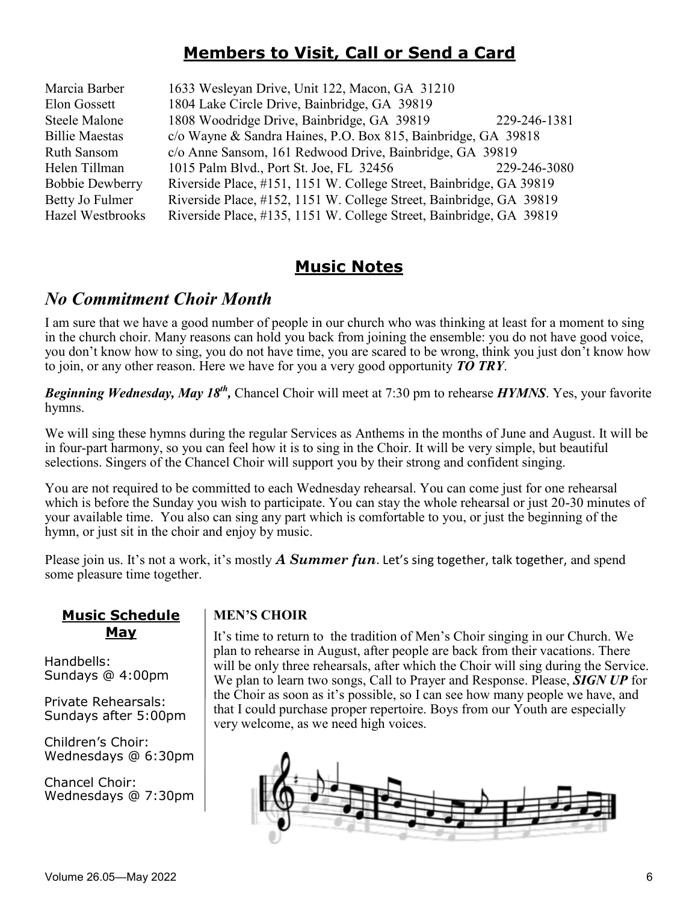## Members to Visit, Call or Send a Card

| | | |
|---|---|---|
| Marcia Barber | 1633 Wesleyan Drive, Unit 122, Macon, GA 31210 | |
| Elon Gossett | 1804 Lake Circle Drive, Bainbridge, GA 39819 | |
| Steele Malone | 1808 Woodridge Drive, Bainbridge, GA 39819 | 229-246-1381 |
| Billie Maestas | c/o Wayne & Sandra Haines, P.O. Box 815, Bainbridge, GA 39818 | |
| Ruth Sansom | c/o Anne Sansom, 161 Redwood Drive, Bainbridge, GA 39819 | |
| Helen Tillman | 1015 Palm Blvd., Port St. Joe, FL 32456 | 229-246-3080 |
| Bobbie Dewberry | Riverside Place, #151, 1151 W. College Street, Bainbridge, GA 39819 | |
| Betty Jo Fulmer | Riverside Place, #152, 1151 W. College Street, Bainbridge, GA 39819 | |
| Hazel Westbrooks | Riverside Place, #135, 1151 W. College Street, Bainbridge, GA 39819 | |

## Music Notes

### *No Commitment Choir Month*

I am sure that we have a good number of people in our church who was thinking at least for a moment to sing in the church choir. Many reasons can hold you back from joining the ensemble: you do not have good voice, you don't know how to sing, you do not have time, you are scared to be wrong, think you just don't know how to join, or any other reason. Here we have for you a very good opportunity ***TO TRY***.

***Beginning Wednesday, May 18th,*** Chancel Choir will meet at 7:30 pm to rehearse ***HYMNS***. Yes, your favorite hymns.

We will sing these hymns during the regular Services as Anthems in the months of June and August. It will be in four-part harmony, so you can feel how it is to sing in the Choir. It will be very simple, but beautiful selections. Singers of the Chancel Choir will support you by their strong and confident singing.

You are not required to be committed to each Wednesday rehearsal. You can come just for one rehearsal which is before the Sunday you wish to participate. You can stay the whole rehearsal or just 20-30 minutes of your available time. You also can sing any part which is comfortable to you, or just the beginning of the hymn, or just sit in the choir and enjoy by music.

Please join us. It's not a work, it's mostly ***A Summer fun***. Let's sing together, talk together, and spend some pleasure time together.

### Music Schedule May

Handbells:
Sundays @ 4:00pm

Private Rehearsals:
Sundays after 5:00pm

Children's Choir:
Wednesdays @ 6:30pm

Chancel Choir:
Wednesdays @ 7:30pm

### MEN'S CHOIR

It's time to return to the tradition of Men's Choir singing in our Church. We plan to rehearse in August, after people are back from their vacations. There will be only three rehearsals, after which the Choir will sing during the Service. We plan to learn two songs, Call to Prayer and Response. Please, ***SIGN UP*** for the Choir as soon as it's possible, so I can see how many people we have, and that I could purchase proper repertoire. Boys from our Youth are especially very welcome, as we need high voices.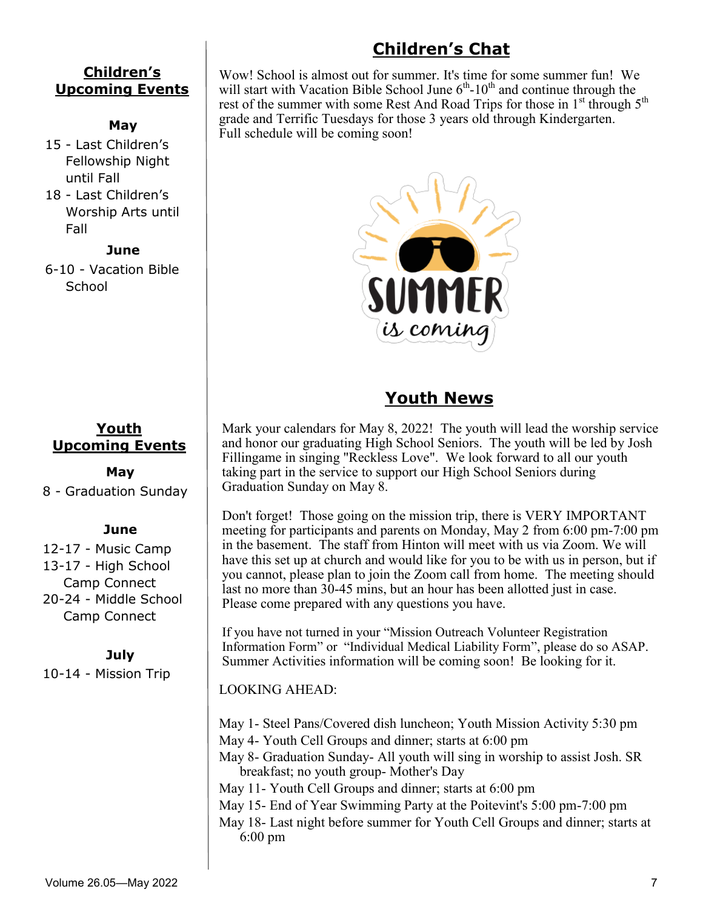## Children's Upcoming Events

**May**

15 - Last Children's Fellowship Night until Fall

18 - Last Children's Worship Arts until Fall

**June**

6-10 - Vacation Bible School

## Children's Chat

Wow! School is almost out for summer. It's time for some summer fun! We will start with Vacation Bible School June 6th-10th and continue through the rest of the summer with some Rest And Road Trips for those in 1st through 5th grade and Terrific Tuesdays for those 3 years old through Kindergarten. Full schedule will be coming soon!

## Youth Upcoming Events

**May**

8 - Graduation Sunday

**June**

12-17 - Music Camp

13-17 - High School Camp Connect

20-24 - Middle School Camp Connect

**July**

10-14 - Mission Trip

## Youth News

Mark your calendars for May 8, 2022! The youth will lead the worship service and honor our graduating High School Seniors. The youth will be led by Josh Fillingame in singing "Reckless Love". We look forward to all our youth taking part in the service to support our High School Seniors during Graduation Sunday on May 8.

Don't forget! Those going on the mission trip, there is VERY IMPORTANT meeting for participants and parents on Monday, May 2 from 6:00 pm-7:00 pm in the basement. The staff from Hinton will meet with us via Zoom. We will have this set up at church and would like for you to be with us in person, but if you cannot, please plan to join the Zoom call from home. The meeting should last no more than 30-45 mins, but an hour has been allotted just in case. Please come prepared with any questions you have.

If you have not turned in your "Mission Outreach Volunteer Registration Information Form" or "Individual Medical Liability Form", please do so ASAP. Summer Activities information will be coming soon! Be looking for it.

LOOKING AHEAD:

May 1- Steel Pans/Covered dish luncheon; Youth Mission Activity 5:30 pm

May 4- Youth Cell Groups and dinner; starts at 6:00 pm

May 8- Graduation Sunday- All youth will sing in worship to assist Josh. SR breakfast; no youth group- Mother's Day

May 11- Youth Cell Groups and dinner; starts at 6:00 pm

May 15- End of Year Swimming Party at the Poitevint's 5:00 pm-7:00 pm

May 18- Last night before summer for Youth Cell Groups and dinner; starts at 6:00 pm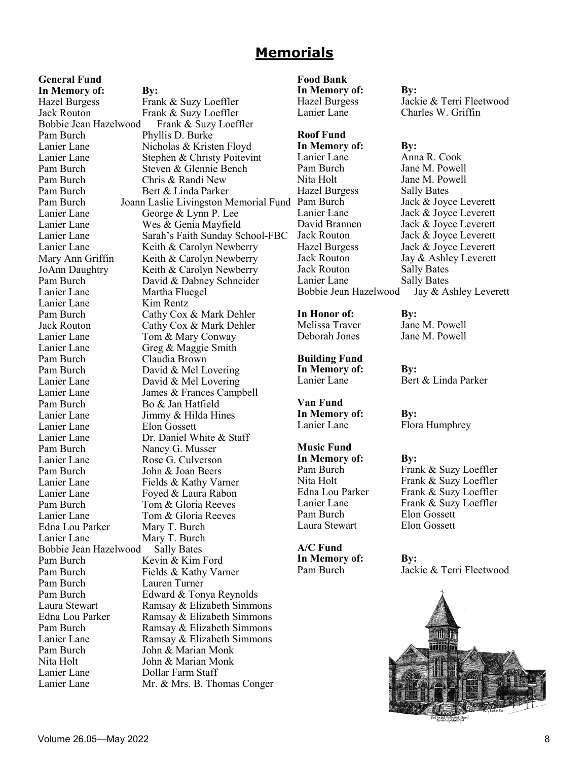## **Memorials**

**General Fund**

| **In Memory of:** | **By:** |
|---|---|
| Hazel Burgess | Frank & Suzy Loeffler |
| Jack Routon | Frank & Suzy Loeffler |
| Bobbie Jean Hazelwood | Frank & Suzy Loeffler |
| Pam Burch | Phyllis D. Burke |
| Lanier Lane | Nicholas & Kristen Floyd |
| Lanier Lane | Stephen & Christy Poitevint |
| Pam Burch | Steven & Glennie Bench |
| Pam Burch | Chris & Randi New |
| Pam Burch | Bert & Linda Parker |
| Pam Burch | Joann Laslie Livingston Memorial Fund |
| Lanier Lane | George & Lynn P. Lee |
| Lanier Lane | Wes & Genia Mayfield |
| Lanier Lane | Sarah's Faith Sunday School-FBC |
| Lanier Lane | Keith & Carolyn Newberry |
| Mary Ann Griffin | Keith & Carolyn Newberry |
| JoAnn Daughtry | Keith & Carolyn Newberry |
| Pam Burch | David & Dabney Schneider |
| Lanier Lane | Martha Fluegel |
| Lanier Lane | Kim Rentz |
| Pam Burch | Cathy Cox & Mark Dehler |
| Jack Routon | Cathy Cox & Mark Dehler |
| Lanier Lane | Tom & Mary Conway |
| Lanier Lane | Greg & Maggie Smith |
| Pam Burch | Claudia Brown |
| Pam Burch | David & Mel Lovering |
| Lanier Lane | David & Mel Lovering |
| Lanier Lane | James & Frances Campbell |
| Pam Burch | Bo & Jan Hatfield |
| Lanier Lane | Jimmy & Hilda Hines |
| Lanier Lane | Elon Gossett |
| Lanier Lane | Dr. Daniel White & Staff |
| Pam Burch | Nancy G. Musser |
| Lanier Lane | Rose G. Culverson |
| Pam Burch | John & Joan Beers |
| Lanier Lane | Fields & Kathy Varner |
| Lanier Lane | Foyed & Laura Rabon |
| Pam Burch | Tom & Gloria Reeves |
| Lanier Lane | Tom & Gloria Reeves |
| Edna Lou Parker | Mary T. Burch |
| Lanier Lane | Mary T. Burch |
| Bobbie Jean Hazelwood | Sally Bates |
| Pam Burch | Kevin & Kim Ford |
| Pam Burch | Fields & Kathy Varner |
| Pam Burch | Lauren Turner |
| Pam Burch | Edward & Tonya Reynolds |
| Laura Stewart | Ramsay & Elizabeth Simmons |
| Edna Lou Parker | Ramsay & Elizabeth Simmons |
| Pam Burch | Ramsay & Elizabeth Simmons |
| Lanier Lane | Ramsay & Elizabeth Simmons |
| Pam Burch | John & Marian Monk |
| Nita Holt | John & Marian Monk |
| Lanier Lane | Dollar Farm Staff |
| Lanier Lane | Mr. & Mrs. B. Thomas Conger |

**Food Bank**

| **In Memory of:** | **By:** |
|---|---|
| Hazel Burgess | Jackie & Terri Fleetwood |
| Lanier Lane | Charles W. Griffin |

**Roof Fund**

| **In Memory of:** | **By:** |
|---|---|
| Lanier Lane | Anna R. Cook |
| Pam Burch | Jane M. Powell |
| Nita Holt | Jane M. Powell |
| Hazel Burgess | Sally Bates |
| Pam Burch | Jack & Joyce Leverett |
| Lanier Lane | Jack & Joyce Leverett |
| David Brannen | Jack & Joyce Leverett |
| Jack Routon | Jack & Joyce Leverett |
| Hazel Burgess | Jack & Joyce Leverett |
| Jack Routon | Jay & Ashley Leverett |
| Jack Routon | Sally Bates |
| Lanier Lane | Sally Bates |
| Bobbie Jean Hazelwood | Jay & Ashley Leverett |

| **In Honor of:** | **By:** |
|---|---|
| Melissa Traver | Jane M. Powell |
| Deborah Jones | Jane M. Powell |

**Building Fund**

| **In Memory of:** | **By:** |
|---|---|
| Lanier Lane | Bert & Linda Parker |

**Van Fund**

| **In Memory of:** | **By:** |
|---|---|
| Lanier Lane | Flora Humphrey |

**Music Fund**

| **In Memory of:** | **By:** |
|---|---|
| Pam Burch | Frank & Suzy Loeffler |
| Nita Holt | Frank & Suzy Loeffler |
| Edna Lou Parker | Frank & Suzy Loeffler |
| Lanier Lane | Frank & Suzy Loeffler |
| Pam Burch | Elon Gossett |
| Laura Stewart | Elon Gossett |

**A/C Fund**

| **In Memory of:** | **By:** |
|---|---|
| Pam Burch | Jackie & Terri Fleetwood |